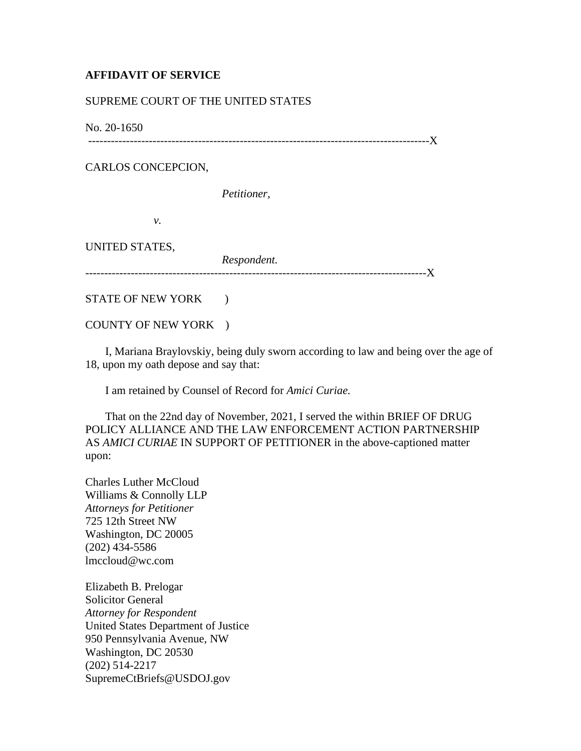**AFFIDAVIT OF SERVICE**

SUPREME COURT OF THE UNITED STATES

No. 20-1650

-------------------------------------------------------------------------------------------X

CARLOS CONCEPCION,

*Petitioner*,

*v.*

UNITED STATES,

*Respondent.*

-------------------------------------------------------------------------------------------X

STATE OF NEW YORK )

COUNTY OF NEW YORK )

I, Mariana Braylovskiy, being duly sworn according to law and being over the age of 18, upon my oath depose and say that:

I am retained by Counsel of Record for *Amici Curiae.*

That on the 22nd day of November, 2021, I served the within BRIEF OF DRUG POLICY ALLIANCE AND THE LAW ENFORCEMENT ACTION PARTNERSHIP AS *AMICI CURIAE* IN SUPPORT OF PETITIONER in the above-captioned matter upon:

Charles Luther McCloud
Williams & Connolly LLP
*Attorneys for Petitioner*
725 12th Street NW
Washington, DC 20005
(202) 434-5586
lmccloud@wc.com

Elizabeth B. Prelogar
Solicitor General
*Attorney for Respondent*
United States Department of Justice
950 Pennsylvania Avenue, NW
Washington, DC 20530
(202) 514-2217
SupremeCtBriefs@USDOJ.gov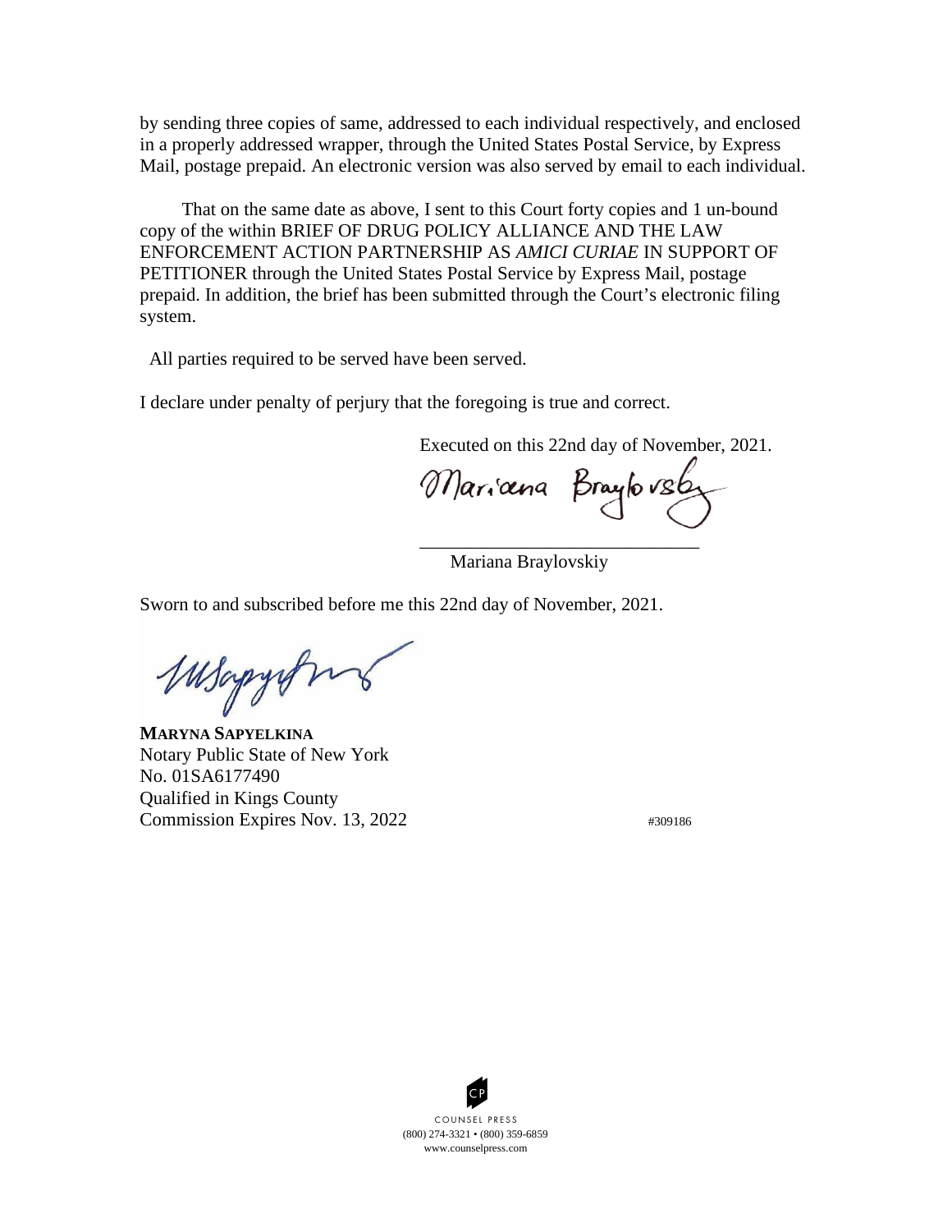by sending three copies of same, addressed to each individual respectively, and enclosed in a properly addressed wrapper, through the United States Postal Service, by Express Mail, postage prepaid. An electronic version was also served by email to each individual.

That on the same date as above, I sent to this Court forty copies and 1 un-bound copy of the within BRIEF OF DRUG POLICY ALLIANCE AND THE LAW ENFORCEMENT ACTION PARTNERSHIP AS *AMICI CURIAE* IN SUPPORT OF PETITIONER through the United States Postal Service by Express Mail, postage prepaid. In addition, the brief has been submitted through the Court's electronic filing system.

All parties required to be served have been served.

I declare under penalty of perjury that the foregoing is true and correct.

Executed on this 22nd day of November, 2021.

Mariana Braylovskiy

\_\_\_\_\_\_\_\_\_\_\_\_\_\_\_\_\_\_\_\_\_\_\_\_\_\_\_\_\_\_
Mariana Braylovskiy

Sworn to and subscribed before me this 22nd day of November, 2021.

**MARYNA SAPYELKINA**
Notary Public State of New York
No. 01SA6177490
Qualified in Kings County
Commission Expires Nov. 13, 2022

#309186

COUNSEL PRESS
(800) 274-3321 • (800) 359-6859
www.counselpress.com